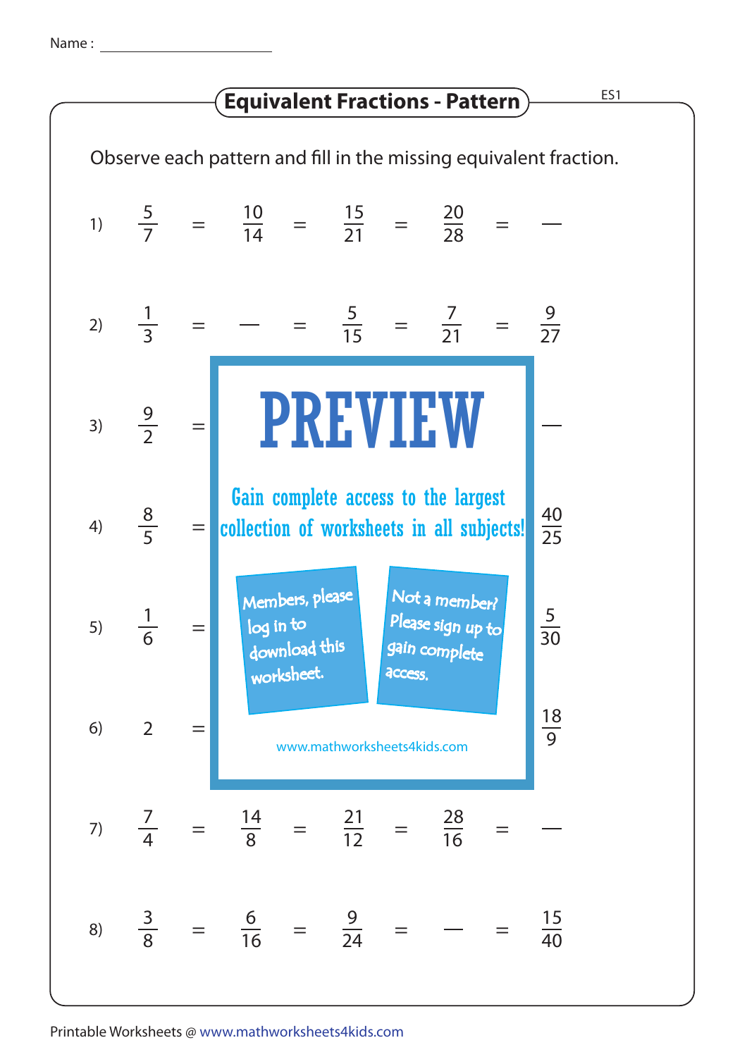Name : ______________________

# Equivalent Fractions - Pattern

ES1

Observe each pattern and fill in the missing equivalent fraction.

1) $\frac{5}{7} = \frac{10}{14} = \frac{15}{21} = \frac{20}{28} = \text{—}$

2) $\frac{1}{3} = \text{—} = \frac{5}{15} = \frac{7}{21} = \frac{9}{27}$

3) $\frac{9}{2} = \quad \text{—}$

4) $\frac{8}{5} = \quad \frac{40}{25}$

5) $\frac{1}{6} = \quad \frac{5}{30}$

6) $2 = \quad \frac{18}{9}$

**PREVIEW**

Gain complete access to the largest collection of worksheets in all subjects!

Members, please log in to download this worksheet.

Not a member? Please sign up to gain complete access.

www.mathworksheets4kids.com

7) $\frac{7}{4} = \frac{14}{8} = \frac{21}{12} = \frac{28}{16} = \text{—}$

8) $\frac{3}{8} = \frac{6}{16} = \frac{9}{24} = \text{—} = \frac{15}{40}$

Printable Worksheets @ www.mathworksheets4kids.com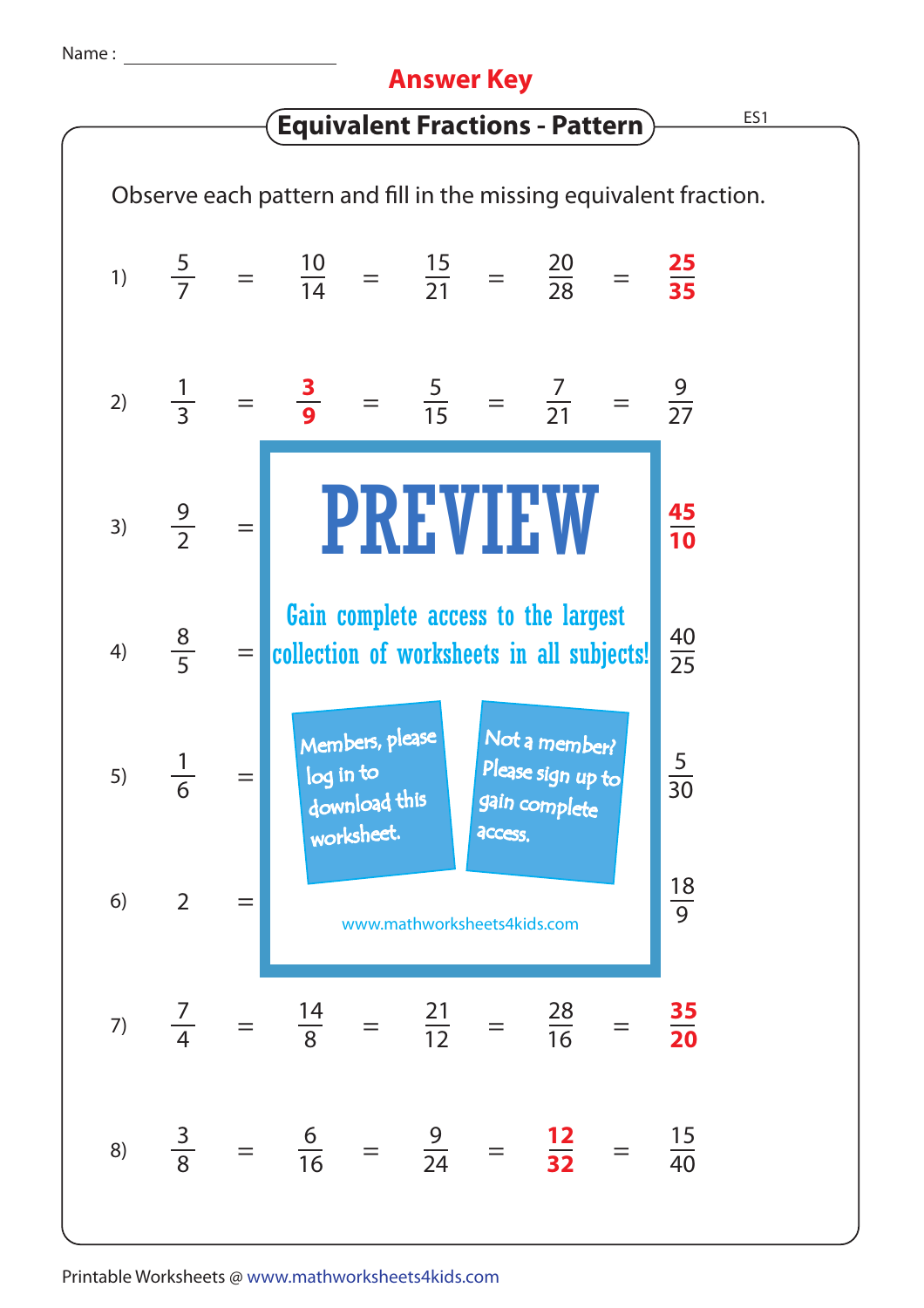Name : ____________________

**Answer Key**

## Equivalent Fractions - Pattern

ES1

Observe each pattern and fill in the missing equivalent fraction.

1) $\frac{5}{7} = \frac{10}{14} = \frac{15}{21} = \frac{20}{28} = \frac{25}{35}$

2) $\frac{1}{3} = \frac{3}{9} = \frac{5}{15} = \frac{7}{21} = \frac{9}{27}$

3) $\frac{9}{2} =$ ... $\frac{45}{10}$

4) $\frac{8}{5} =$ ... $\frac{40}{25}$

5) $\frac{1}{6} =$ ... $\frac{5}{30}$

6) $2 =$ ... $\frac{18}{9}$

PREVIEW

Gain complete access to the largest collection of worksheets in all subjects!

Members, please log in to download this worksheet.

Not a member? Please sign up to gain complete access.

www.mathworksheets4kids.com

7) $\frac{7}{4} = \frac{14}{8} = \frac{21}{12} = \frac{28}{16} = \frac{35}{20}$

8) $\frac{3}{8} = \frac{6}{16} = \frac{9}{24} = \frac{12}{32} = \frac{15}{40}$

Printable Worksheets @ www.mathworksheets4kids.com